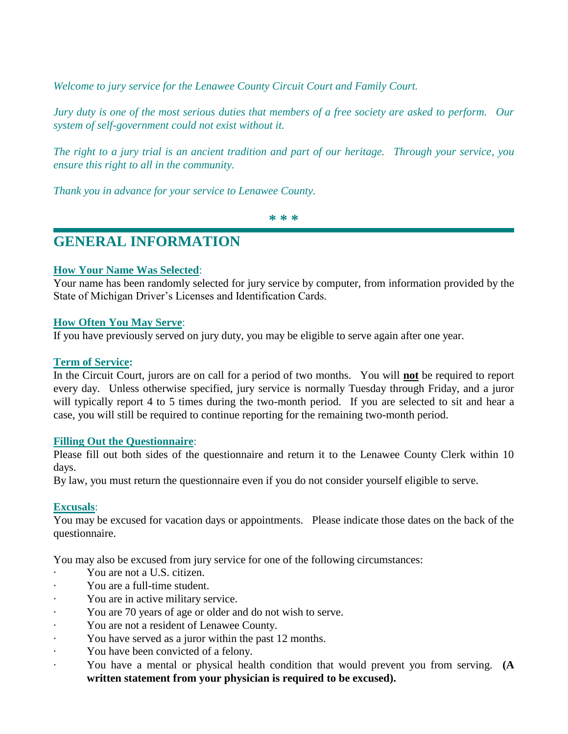*Welcome to jury service for the Lenawee County Circuit Court and Family Court.*

*Jury duty is one of the most serious duties that members of a free society are asked to perform. Our system of self-government could not exist without it.*

*The right to a jury trial is an ancient tradition and part of our heritage. Through your service, you ensure this right to all in the community.*

*Thank you in advance for your service to Lenawee County.*

**\* \* \***

## GENERAL INFORMATION

**How Your Name Was Selected**:
Your name has been randomly selected for jury service by computer, from information provided by the State of Michigan Driver's Licenses and Identification Cards.

**How Often You May Serve**:
If you have previously served on jury duty, you may be eligible to serve again after one year.

**Term of Service:**
In the Circuit Court, jurors are on call for a period of two months. You will **not** be required to report every day. Unless otherwise specified, jury service is normally Tuesday through Friday, and a juror will typically report 4 to 5 times during the two-month period. If you are selected to sit and hear a case, you will still be required to continue reporting for the remaining two-month period.

**Filling Out the Questionnaire**:
Please fill out both sides of the questionnaire and return it to the Lenawee County Clerk within 10 days.
By law, you must return the questionnaire even if you do not consider yourself eligible to serve.

**Excusals**:
You may be excused for vacation days or appointments. Please indicate those dates on the back of the questionnaire.

You may also be excused from jury service for one of the following circumstances:

- You are not a U.S. citizen.
- You are a full-time student.
- You are in active military service.
- You are 70 years of age or older and do not wish to serve.
- You are not a resident of Lenawee County.
- You have served as a juror within the past 12 months.
- You have been convicted of a felony.
- You have a mental or physical health condition that would prevent you from serving. **(A written statement from your physician is required to be excused).**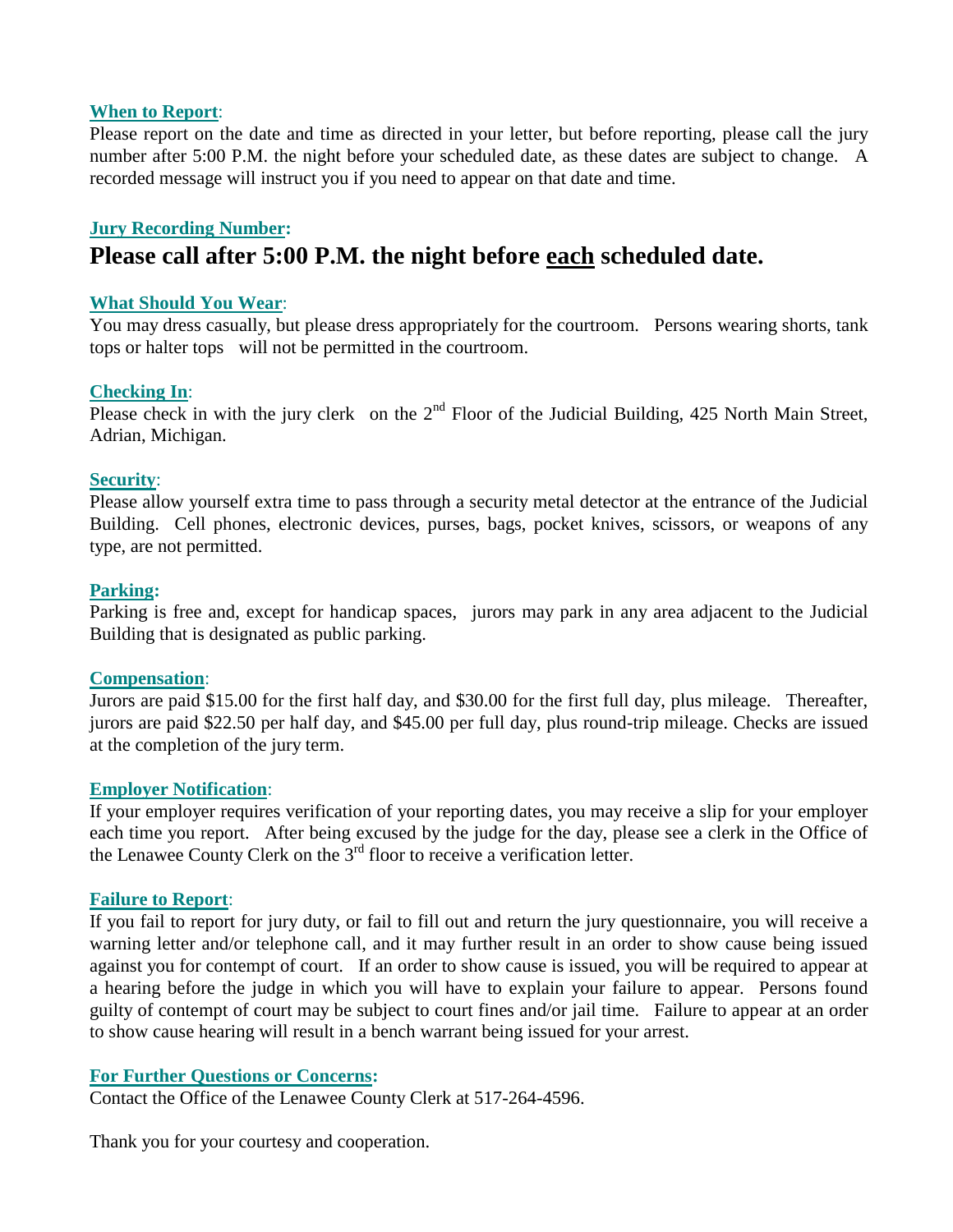**When to Report**:
Please report on the date and time as directed in your letter, but before reporting, please call the jury number after 5:00 P.M. the night before your scheduled date, as these dates are subject to change. A recorded message will instruct you if you need to appear on that date and time.

**Jury Recording Number:**

# Please call after 5:00 P.M. the night before each scheduled date.

**What Should You Wear**:
You may dress casually, but please dress appropriately for the courtroom. Persons wearing shorts, tank tops or halter tops will not be permitted in the courtroom.

**Checking In**:
Please check in with the jury clerk on the 2nd Floor of the Judicial Building, 425 North Main Street, Adrian, Michigan.

**Security**:
Please allow yourself extra time to pass through a security metal detector at the entrance of the Judicial Building. Cell phones, electronic devices, purses, bags, pocket knives, scissors, or weapons of any type, are not permitted.

**Parking:**
Parking is free and, except for handicap spaces, jurors may park in any area adjacent to the Judicial Building that is designated as public parking.

**Compensation**:
Jurors are paid $15.00 for the first half day, and $30.00 for the first full day, plus mileage. Thereafter, jurors are paid $22.50 per half day, and $45.00 per full day, plus round-trip mileage. Checks are issued at the completion of the jury term.

**Employer Notification**:
If your employer requires verification of your reporting dates, you may receive a slip for your employer each time you report. After being excused by the judge for the day, please see a clerk in the Office of the Lenawee County Clerk on the 3rd floor to receive a verification letter.

**Failure to Report**:
If you fail to report for jury duty, or fail to fill out and return the jury questionnaire, you will receive a warning letter and/or telephone call, and it may further result in an order to show cause being issued against you for contempt of court. If an order to show cause is issued, you will be required to appear at a hearing before the judge in which you will have to explain your failure to appear. Persons found guilty of contempt of court may be subject to court fines and/or jail time. Failure to appear at an order to show cause hearing will result in a bench warrant being issued for your arrest.

**For Further Questions or Concerns:**
Contact the Office of the Lenawee County Clerk at 517-264-4596.

Thank you for your courtesy and cooperation.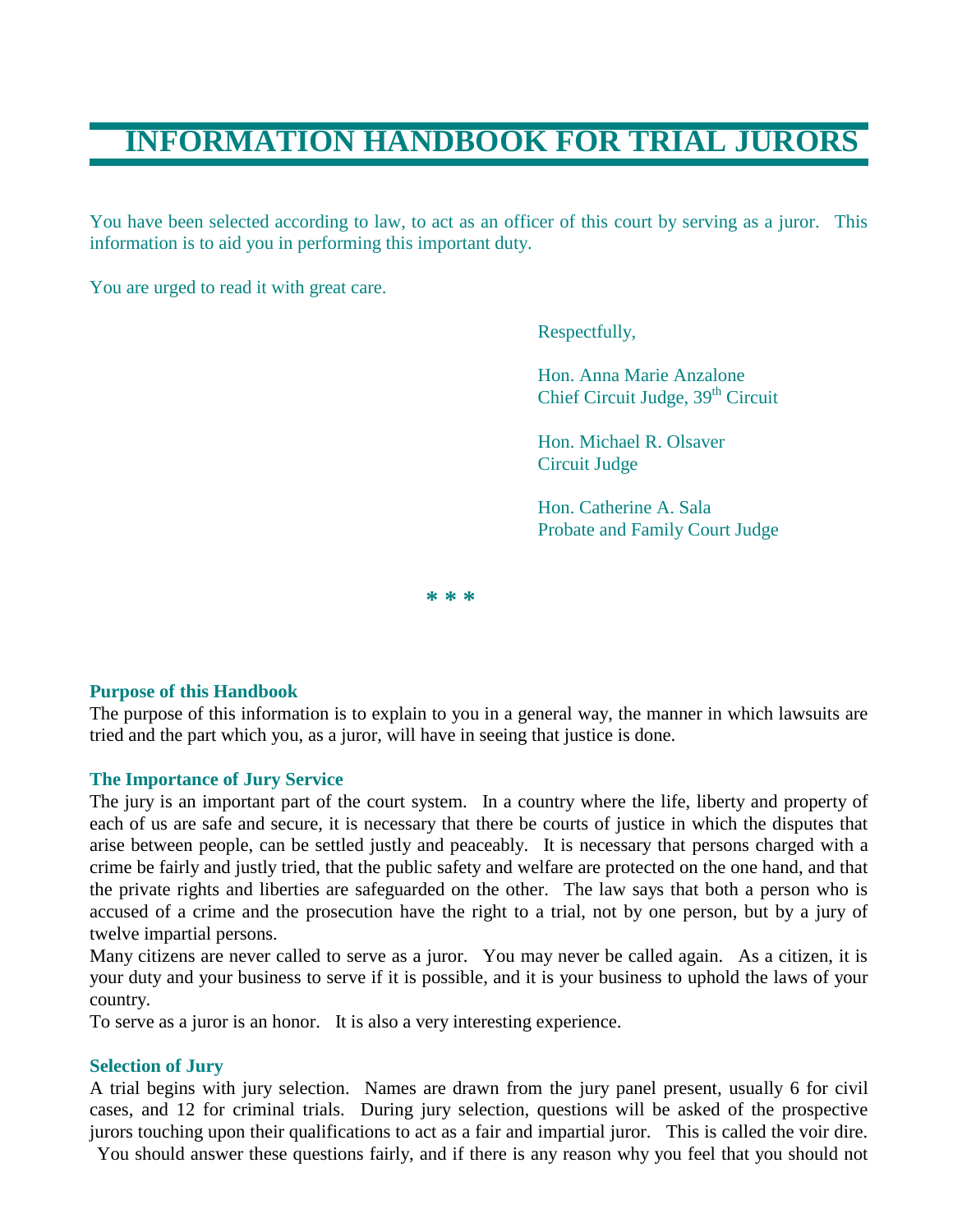# INFORMATION HANDBOOK FOR TRIAL JURORS

You have been selected according to law, to act as an officer of this court by serving as a juror. This information is to aid you in performing this important duty.

You are urged to read it with great care.

Respectfully,

Hon. Anna Marie Anzalone
Chief Circuit Judge, 39th Circuit

Hon. Michael R. Olsaver
Circuit Judge

Hon. Catherine A. Sala
Probate and Family Court Judge

\* \* \*

### Purpose of this Handbook

The purpose of this information is to explain to you in a general way, the manner in which lawsuits are tried and the part which you, as a juror, will have in seeing that justice is done.

### The Importance of Jury Service

The jury is an important part of the court system. In a country where the life, liberty and property of each of us are safe and secure, it is necessary that there be courts of justice in which the disputes that arise between people, can be settled justly and peaceably. It is necessary that persons charged with a crime be fairly and justly tried, that the public safety and welfare are protected on the one hand, and that the private rights and liberties are safeguarded on the other. The law says that both a person who is accused of a crime and the prosecution have the right to a trial, not by one person, but by a jury of twelve impartial persons.

Many citizens are never called to serve as a juror. You may never be called again. As a citizen, it is your duty and your business to serve if it is possible, and it is your business to uphold the laws of your country.

To serve as a juror is an honor. It is also a very interesting experience.

### Selection of Jury

A trial begins with jury selection. Names are drawn from the jury panel present, usually 6 for civil cases, and 12 for criminal trials. During jury selection, questions will be asked of the prospective jurors touching upon their qualifications to act as a fair and impartial juror. This is called the voir dire. You should answer these questions fairly, and if there is any reason why you feel that you should not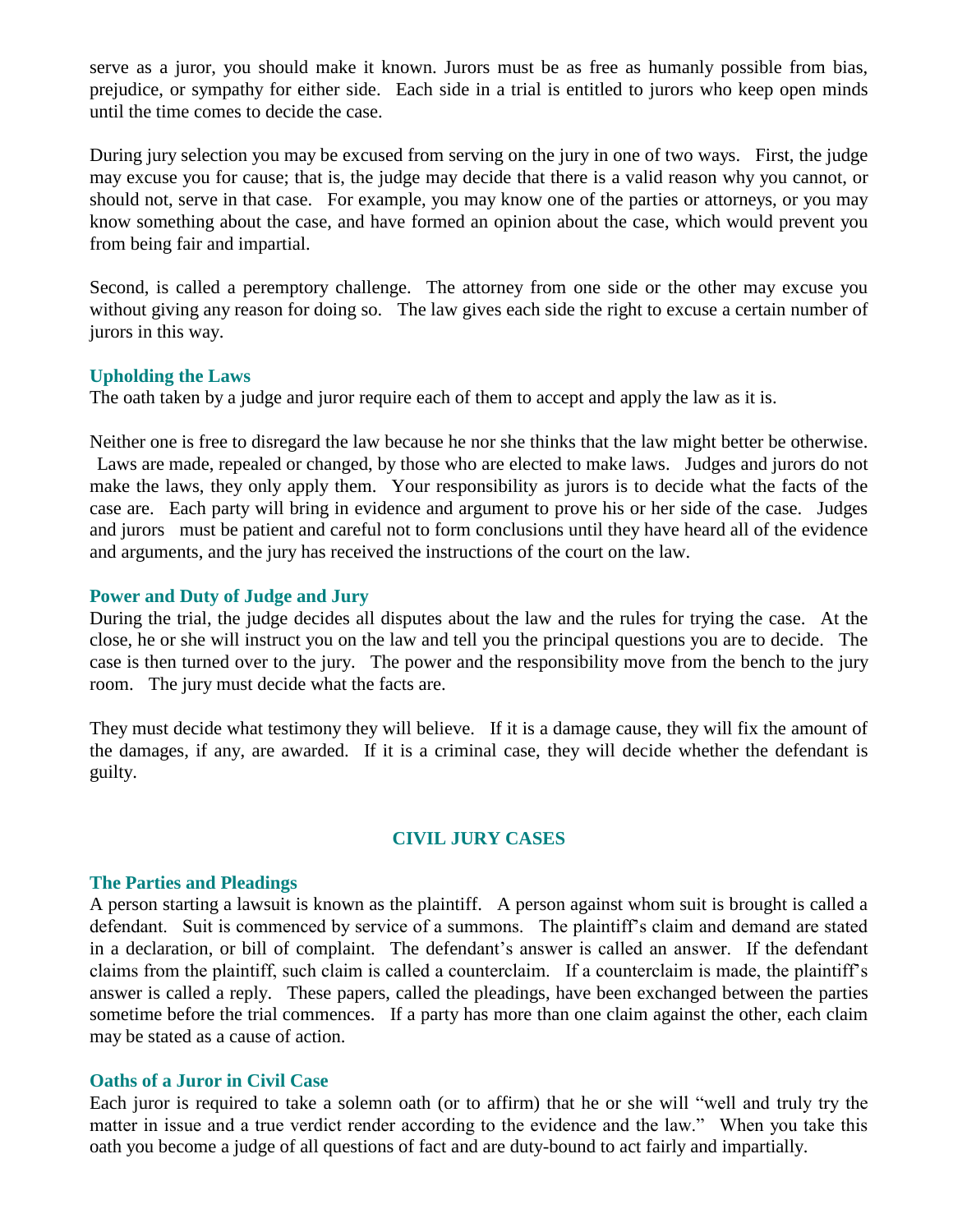serve as a juror, you should make it known. Jurors must be as free as humanly possible from bias, prejudice, or sympathy for either side. Each side in a trial is entitled to jurors who keep open minds until the time comes to decide the case.

During jury selection you may be excused from serving on the jury in one of two ways. First, the judge may excuse you for cause; that is, the judge may decide that there is a valid reason why you cannot, or should not, serve in that case. For example, you may know one of the parties or attorneys, or you may know something about the case, and have formed an opinion about the case, which would prevent you from being fair and impartial.

Second, is called a peremptory challenge. The attorney from one side or the other may excuse you without giving any reason for doing so. The law gives each side the right to excuse a certain number of jurors in this way.

### Upholding the Laws

The oath taken by a judge and juror require each of them to accept and apply the law as it is.

Neither one is free to disregard the law because he nor she thinks that the law might better be otherwise. Laws are made, repealed or changed, by those who are elected to make laws. Judges and jurors do not make the laws, they only apply them. Your responsibility as jurors is to decide what the facts of the case are. Each party will bring in evidence and argument to prove his or her side of the case. Judges and jurors must be patient and careful not to form conclusions until they have heard all of the evidence and arguments, and the jury has received the instructions of the court on the law.

### Power and Duty of Judge and Jury

During the trial, the judge decides all disputes about the law and the rules for trying the case. At the close, he or she will instruct you on the law and tell you the principal questions you are to decide. The case is then turned over to the jury. The power and the responsibility move from the bench to the jury room. The jury must decide what the facts are.

They must decide what testimony they will believe. If it is a damage cause, they will fix the amount of the damages, if any, are awarded. If it is a criminal case, they will decide whether the defendant is guilty.

## CIVIL JURY CASES

### The Parties and Pleadings

A person starting a lawsuit is known as the plaintiff. A person against whom suit is brought is called a defendant. Suit is commenced by service of a summons. The plaintiff's claim and demand are stated in a declaration, or bill of complaint. The defendant's answer is called an answer. If the defendant claims from the plaintiff, such claim is called a counterclaim. If a counterclaim is made, the plaintiff's answer is called a reply. These papers, called the pleadings, have been exchanged between the parties sometime before the trial commences. If a party has more than one claim against the other, each claim may be stated as a cause of action.

### Oaths of a Juror in Civil Case

Each juror is required to take a solemn oath (or to affirm) that he or she will "well and truly try the matter in issue and a true verdict render according to the evidence and the law." When you take this oath you become a judge of all questions of fact and are duty-bound to act fairly and impartially.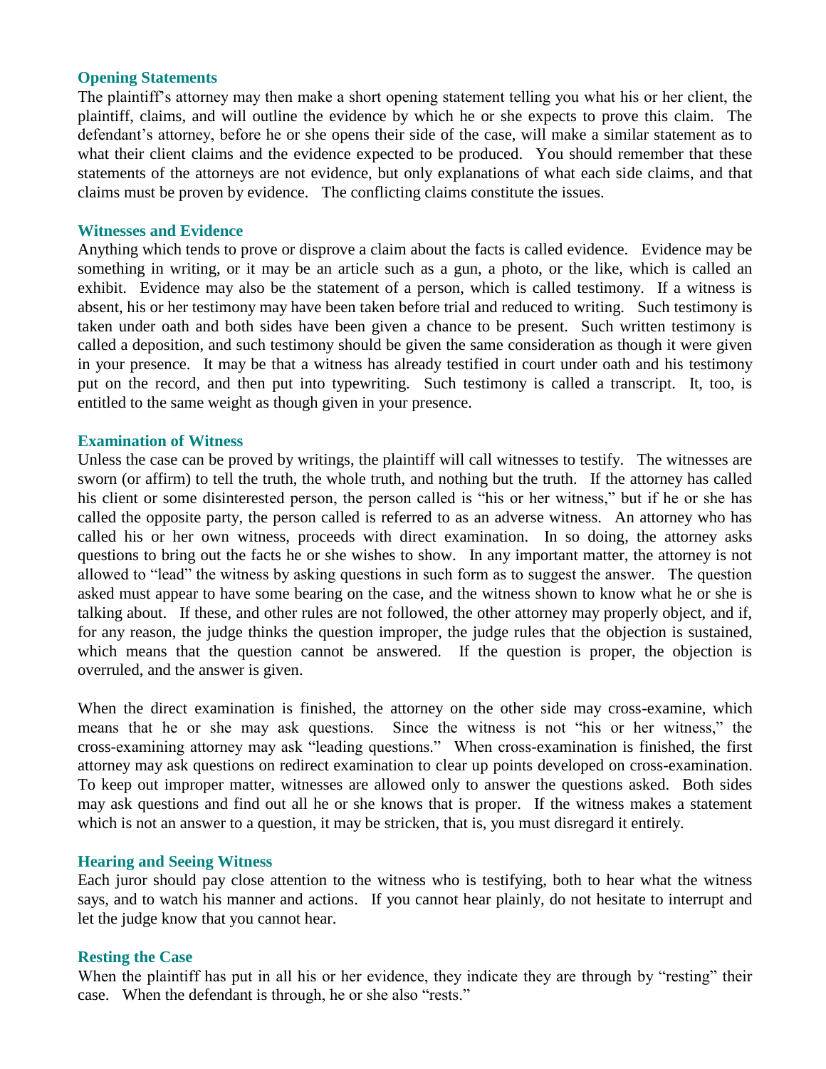### Opening Statements

The plaintiff's attorney may then make a short opening statement telling you what his or her client, the plaintiff, claims, and will outline the evidence by which he or she expects to prove this claim. The defendant's attorney, before he or she opens their side of the case, will make a similar statement as to what their client claims and the evidence expected to be produced. You should remember that these statements of the attorneys are not evidence, but only explanations of what each side claims, and that claims must be proven by evidence. The conflicting claims constitute the issues.

### Witnesses and Evidence

Anything which tends to prove or disprove a claim about the facts is called evidence. Evidence may be something in writing, or it may be an article such as a gun, a photo, or the like, which is called an exhibit. Evidence may also be the statement of a person, which is called testimony. If a witness is absent, his or her testimony may have been taken before trial and reduced to writing. Such testimony is taken under oath and both sides have been given a chance to be present. Such written testimony is called a deposition, and such testimony should be given the same consideration as though it were given in your presence. It may be that a witness has already testified in court under oath and his testimony put on the record, and then put into typewriting. Such testimony is called a transcript. It, too, is entitled to the same weight as though given in your presence.

### Examination of Witness

Unless the case can be proved by writings, the plaintiff will call witnesses to testify. The witnesses are sworn (or affirm) to tell the truth, the whole truth, and nothing but the truth. If the attorney has called his client or some disinterested person, the person called is "his or her witness," but if he or she has called the opposite party, the person called is referred to as an adverse witness. An attorney who has called his or her own witness, proceeds with direct examination. In so doing, the attorney asks questions to bring out the facts he or she wishes to show. In any important matter, the attorney is not allowed to "lead" the witness by asking questions in such form as to suggest the answer. The question asked must appear to have some bearing on the case, and the witness shown to know what he or she is talking about. If these, and other rules are not followed, the other attorney may properly object, and if, for any reason, the judge thinks the question improper, the judge rules that the objection is sustained, which means that the question cannot be answered. If the question is proper, the objection is overruled, and the answer is given.

When the direct examination is finished, the attorney on the other side may cross-examine, which means that he or she may ask questions. Since the witness is not "his or her witness," the cross-examining attorney may ask "leading questions." When cross-examination is finished, the first attorney may ask questions on redirect examination to clear up points developed on cross-examination. To keep out improper matter, witnesses are allowed only to answer the questions asked. Both sides may ask questions and find out all he or she knows that is proper. If the witness makes a statement which is not an answer to a question, it may be stricken, that is, you must disregard it entirely.

### Hearing and Seeing Witness

Each juror should pay close attention to the witness who is testifying, both to hear what the witness says, and to watch his manner and actions. If you cannot hear plainly, do not hesitate to interrupt and let the judge know that you cannot hear.

### Resting the Case

When the plaintiff has put in all his or her evidence, they indicate they are through by "resting" their case. When the defendant is through, he or she also "rests."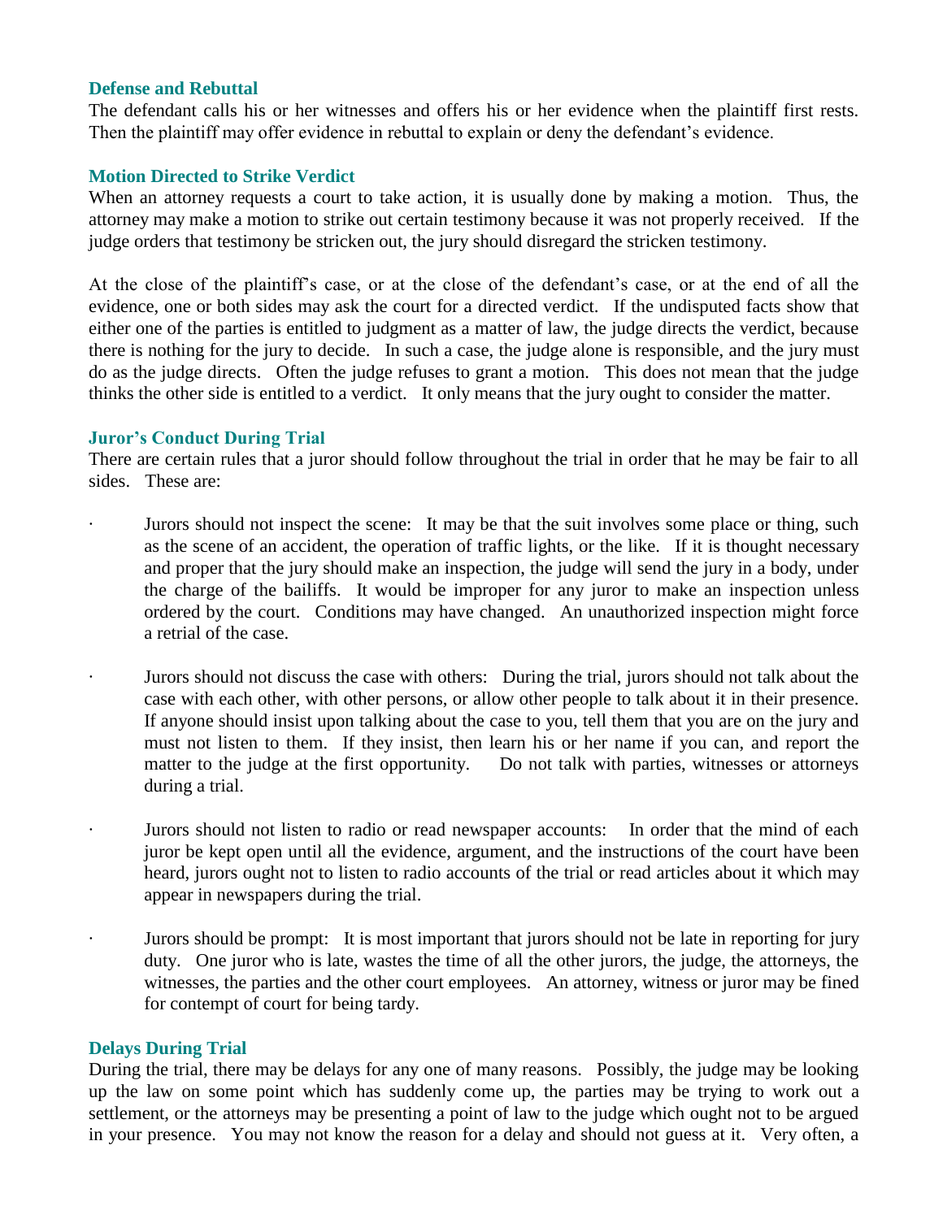### Defense and Rebuttal

The defendant calls his or her witnesses and offers his or her evidence when the plaintiff first rests. Then the plaintiff may offer evidence in rebuttal to explain or deny the defendant's evidence.

### Motion Directed to Strike Verdict

When an attorney requests a court to take action, it is usually done by making a motion. Thus, the attorney may make a motion to strike out certain testimony because it was not properly received. If the judge orders that testimony be stricken out, the jury should disregard the stricken testimony.

At the close of the plaintiff's case, or at the close of the defendant's case, or at the end of all the evidence, one or both sides may ask the court for a directed verdict. If the undisputed facts show that either one of the parties is entitled to judgment as a matter of law, the judge directs the verdict, because there is nothing for the jury to decide. In such a case, the judge alone is responsible, and the jury must do as the judge directs. Often the judge refuses to grant a motion. This does not mean that the judge thinks the other side is entitled to a verdict. It only means that the jury ought to consider the matter.

### Juror's Conduct During Trial

There are certain rules that a juror should follow throughout the trial in order that he may be fair to all sides. These are:

- Jurors should not inspect the scene: It may be that the suit involves some place or thing, such as the scene of an accident, the operation of traffic lights, or the like. If it is thought necessary and proper that the jury should make an inspection, the judge will send the jury in a body, under the charge of the bailiffs. It would be improper for any juror to make an inspection unless ordered by the court. Conditions may have changed. An unauthorized inspection might force a retrial of the case.

- Jurors should not discuss the case with others: During the trial, jurors should not talk about the case with each other, with other persons, or allow other people to talk about it in their presence. If anyone should insist upon talking about the case to you, tell them that you are on the jury and must not listen to them. If they insist, then learn his or her name if you can, and report the matter to the judge at the first opportunity. Do not talk with parties, witnesses or attorneys during a trial.

- Jurors should not listen to radio or read newspaper accounts: In order that the mind of each juror be kept open until all the evidence, argument, and the instructions of the court have been heard, jurors ought not to listen to radio accounts of the trial or read articles about it which may appear in newspapers during the trial.

- Jurors should be prompt: It is most important that jurors should not be late in reporting for jury duty. One juror who is late, wastes the time of all the other jurors, the judge, the attorneys, the witnesses, the parties and the other court employees. An attorney, witness or juror may be fined for contempt of court for being tardy.

### Delays During Trial

During the trial, there may be delays for any one of many reasons. Possibly, the judge may be looking up the law on some point which has suddenly come up, the parties may be trying to work out a settlement, or the attorneys may be presenting a point of law to the judge which ought not to be argued in your presence. You may not know the reason for a delay and should not guess at it. Very often, a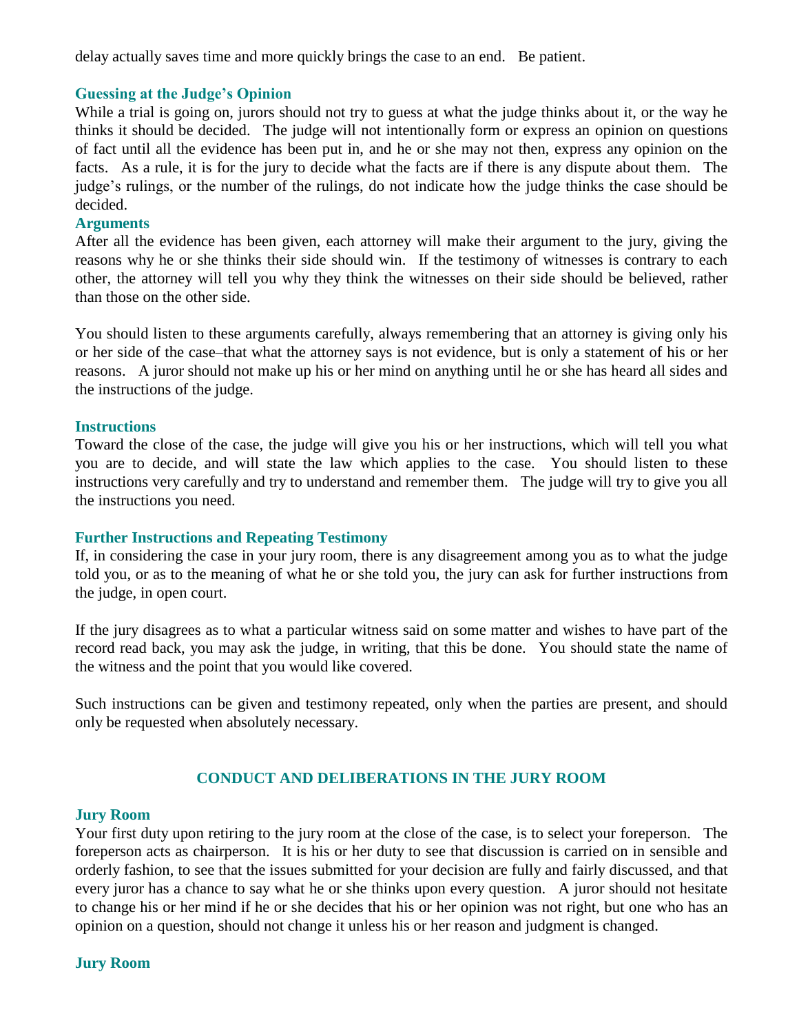delay actually saves time and more quickly brings the case to an end. Be patient.

### Guessing at the Judge's Opinion

While a trial is going on, jurors should not try to guess at what the judge thinks about it, or the way he thinks it should be decided. The judge will not intentionally form or express an opinion on questions of fact until all the evidence has been put in, and he or she may not then, express any opinion on the facts. As a rule, it is for the jury to decide what the facts are if there is any dispute about them. The judge's rulings, or the number of the rulings, do not indicate how the judge thinks the case should be decided.

### Arguments

After all the evidence has been given, each attorney will make their argument to the jury, giving the reasons why he or she thinks their side should win. If the testimony of witnesses is contrary to each other, the attorney will tell you why they think the witnesses on their side should be believed, rather than those on the other side.

You should listen to these arguments carefully, always remembering that an attorney is giving only his or her side of the case–that what the attorney says is not evidence, but is only a statement of his or her reasons. A juror should not make up his or her mind on anything until he or she has heard all sides and the instructions of the judge.

### Instructions

Toward the close of the case, the judge will give you his or her instructions, which will tell you what you are to decide, and will state the law which applies to the case. You should listen to these instructions very carefully and try to understand and remember them. The judge will try to give you all the instructions you need.

### Further Instructions and Repeating Testimony

If, in considering the case in your jury room, there is any disagreement among you as to what the judge told you, or as to the meaning of what he or she told you, the jury can ask for further instructions from the judge, in open court.

If the jury disagrees as to what a particular witness said on some matter and wishes to have part of the record read back, you may ask the judge, in writing, that this be done. You should state the name of the witness and the point that you would like covered.

Such instructions can be given and testimony repeated, only when the parties are present, and should only be requested when absolutely necessary.

## CONDUCT AND DELIBERATIONS IN THE JURY ROOM

### Jury Room

Your first duty upon retiring to the jury room at the close of the case, is to select your foreperson. The foreperson acts as chairperson. It is his or her duty to see that discussion is carried on in sensible and orderly fashion, to see that the issues submitted for your decision are fully and fairly discussed, and that every juror has a chance to say what he or she thinks upon every question. A juror should not hesitate to change his or her mind if he or she decides that his or her opinion was not right, but one who has an opinion on a question, should not change it unless his or her reason and judgment is changed.

### Jury Room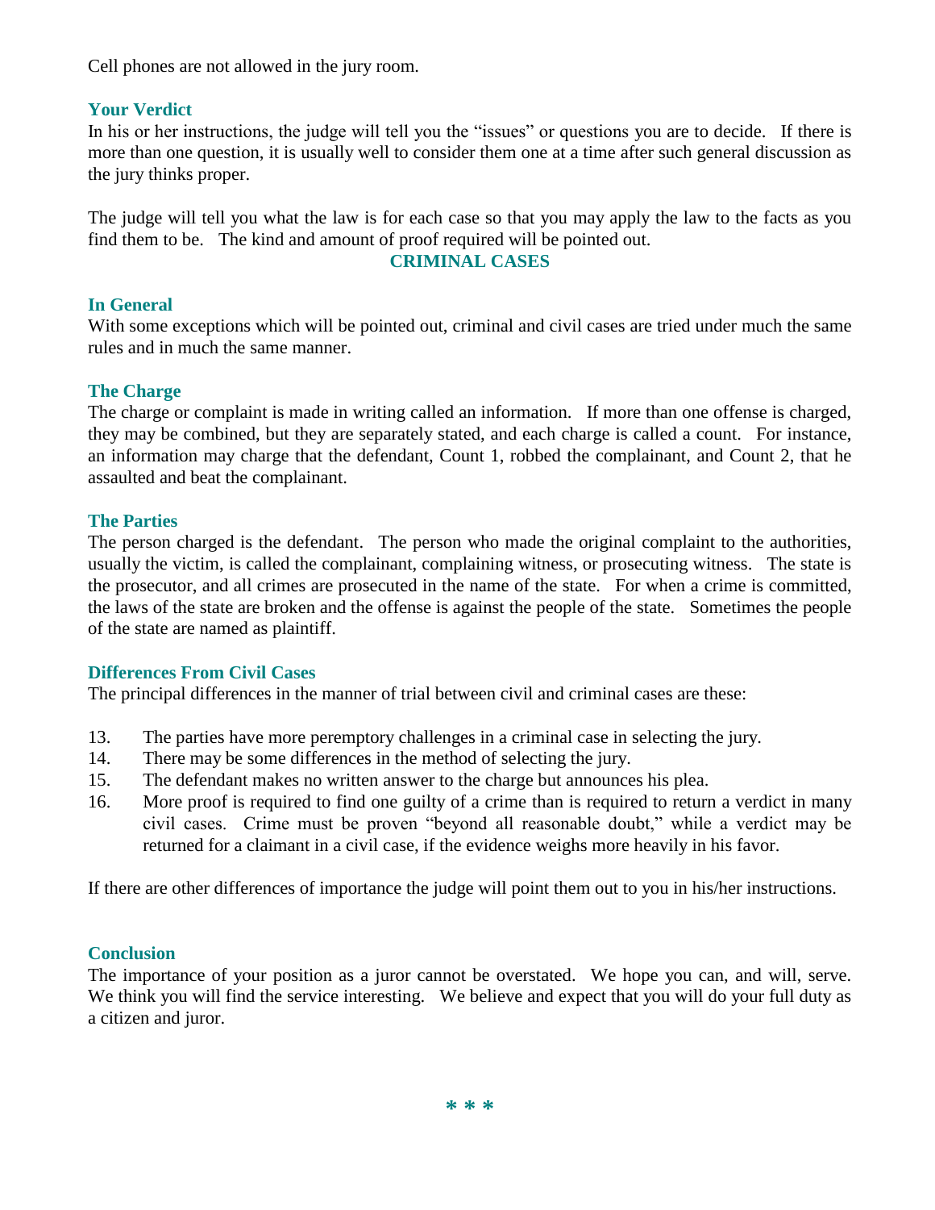Cell phones are not allowed in the jury room.

### Your Verdict

In his or her instructions, the judge will tell you the "issues" or questions you are to decide. If there is more than one question, it is usually well to consider them one at a time after such general discussion as the jury thinks proper.

The judge will tell you what the law is for each case so that you may apply the law to the facts as you find them to be. The kind and amount of proof required will be pointed out.

## CRIMINAL CASES

### In General

With some exceptions which will be pointed out, criminal and civil cases are tried under much the same rules and in much the same manner.

### The Charge

The charge or complaint is made in writing called an information. If more than one offense is charged, they may be combined, but they are separately stated, and each charge is called a count. For instance, an information may charge that the defendant, Count 1, robbed the complainant, and Count 2, that he assaulted and beat the complainant.

### The Parties

The person charged is the defendant. The person who made the original complaint to the authorities, usually the victim, is called the complainant, complaining witness, or prosecuting witness. The state is the prosecutor, and all crimes are prosecuted in the name of the state. For when a crime is committed, the laws of the state are broken and the offense is against the people of the state. Sometimes the people of the state are named as plaintiff.

### Differences From Civil Cases

The principal differences in the manner of trial between civil and criminal cases are these:

13. The parties have more peremptory challenges in a criminal case in selecting the jury.
14. There may be some differences in the method of selecting the jury.
15. The defendant makes no written answer to the charge but announces his plea.
16. More proof is required to find one guilty of a crime than is required to return a verdict in many civil cases. Crime must be proven "beyond all reasonable doubt," while a verdict may be returned for a claimant in a civil case, if the evidence weighs more heavily in his favor.

If there are other differences of importance the judge will point them out to you in his/her instructions.

### Conclusion

The importance of your position as a juror cannot be overstated. We hope you can, and will, serve. We think you will find the service interesting. We believe and expect that you will do your full duty as a citizen and juror.

* * *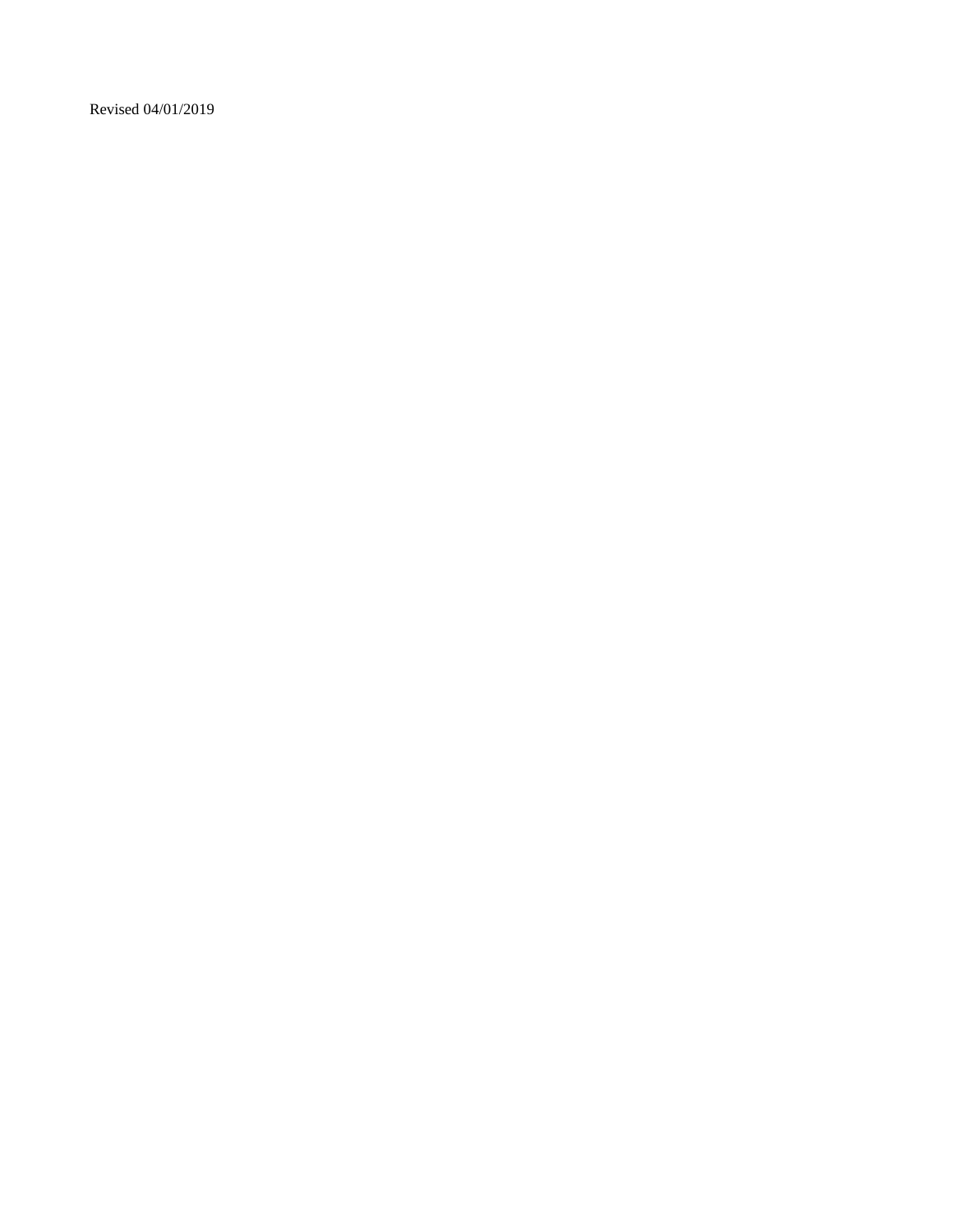Revised 04/01/2019